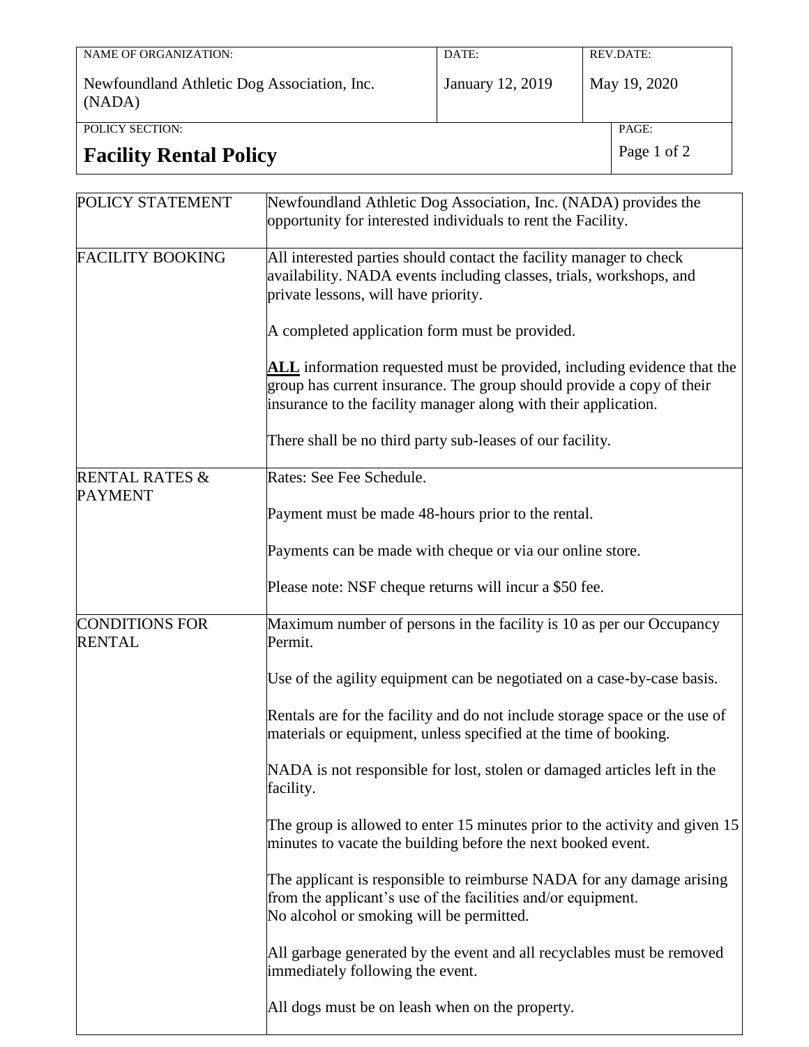| NAME OF ORGANIZATION: | DATE: | REV.DATE: |
|---|---|---|
| Newfoundland Athletic Dog Association, Inc. (NADA) | January 12, 2019 | May 19, 2020 |

POLICY SECTION:

# Facility Rental Policy

| | |
|---|---|
| POLICY STATEMENT | Newfoundland Athletic Dog Association, Inc. (NADA) provides the opportunity for interested individuals to rent the Facility. |
| FACILITY BOOKING | All interested parties should contact the facility manager to check availability. NADA events including classes, trials, workshops, and private lessons, will have priority.<br><br>A completed application form must be provided.<br><br>**ALL** information requested must be provided, including evidence that the group has current insurance. The group should provide a copy of their insurance to the facility manager along with their application.<br><br>There shall be no third party sub-leases of our facility. |
| RENTAL RATES & PAYMENT | Rates: See Fee Schedule.<br><br>Payment must be made 48-hours prior to the rental.<br><br>Payments can be made with cheque or via our online store.<br><br>Please note: NSF cheque returns will incur a $50 fee. |
| CONDITIONS FOR RENTAL | Maximum number of persons in the facility is 10 as per our Occupancy Permit.<br><br>Use of the agility equipment can be negotiated on a case-by-case basis.<br><br>Rentals are for the facility and do not include storage space or the use of materials or equipment, unless specified at the time of booking.<br><br>NADA is not responsible for lost, stolen or damaged articles left in the facility.<br><br>The group is allowed to enter 15 minutes prior to the activity and given 15 minutes to vacate the building before the next booked event.<br><br>The applicant is responsible to reimburse NADA for any damage arising from the applicant's use of the facilities and/or equipment.<br>No alcohol or smoking will be permitted.<br><br>All garbage generated by the event and all recyclables must be removed immediately following the event.<br><br>All dogs must be on leash when on the property. |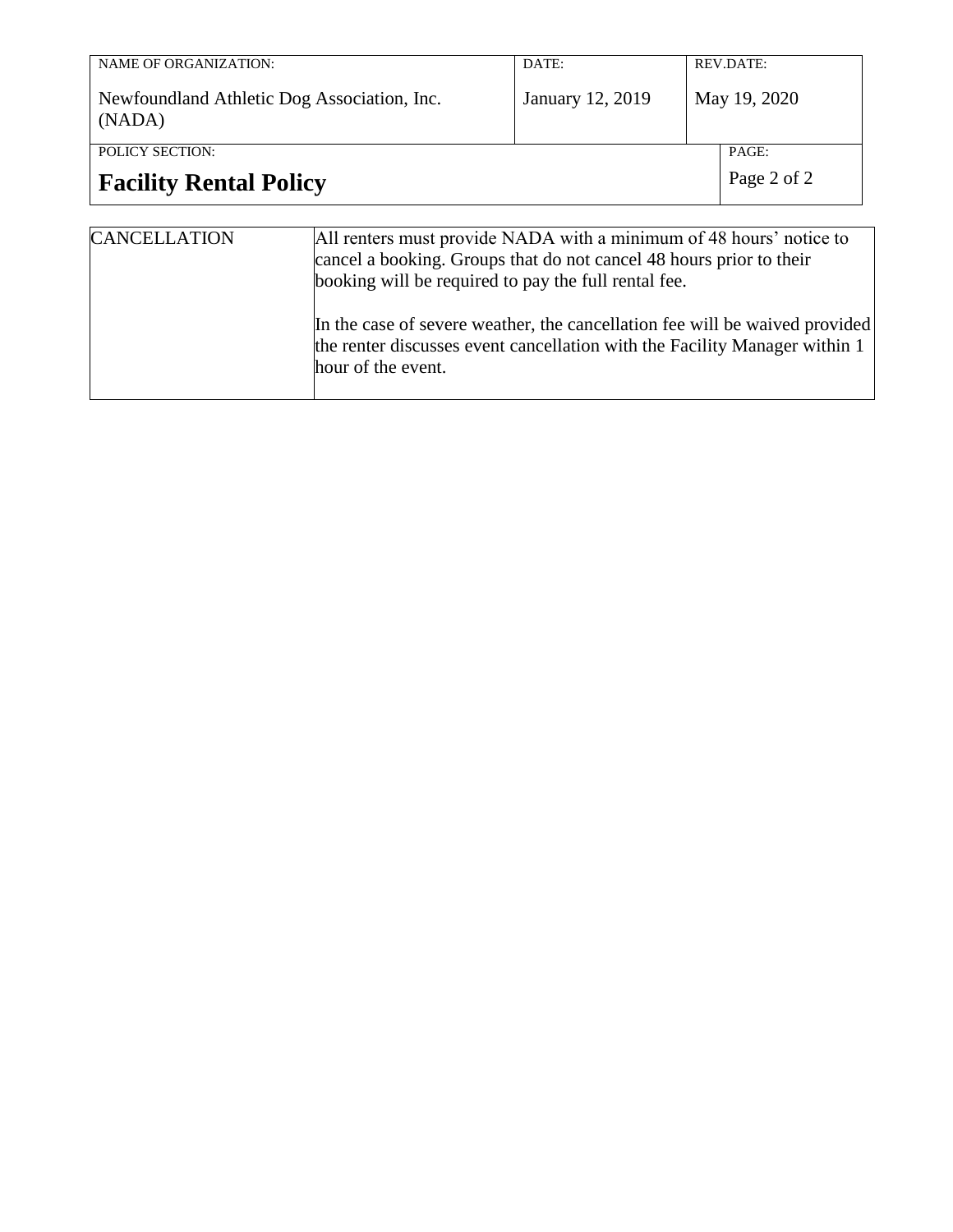| | |
|---|---|
| CANCELLATION | All renters must provide NADA with a minimum of 48 hours' notice to cancel a booking. Groups that do not cancel 48 hours prior to their booking will be required to pay the full rental fee.<br><br>In the case of severe weather, the cancellation fee will be waived provided the renter discusses event cancellation with the Facility Manager within 1 hour of the event. |